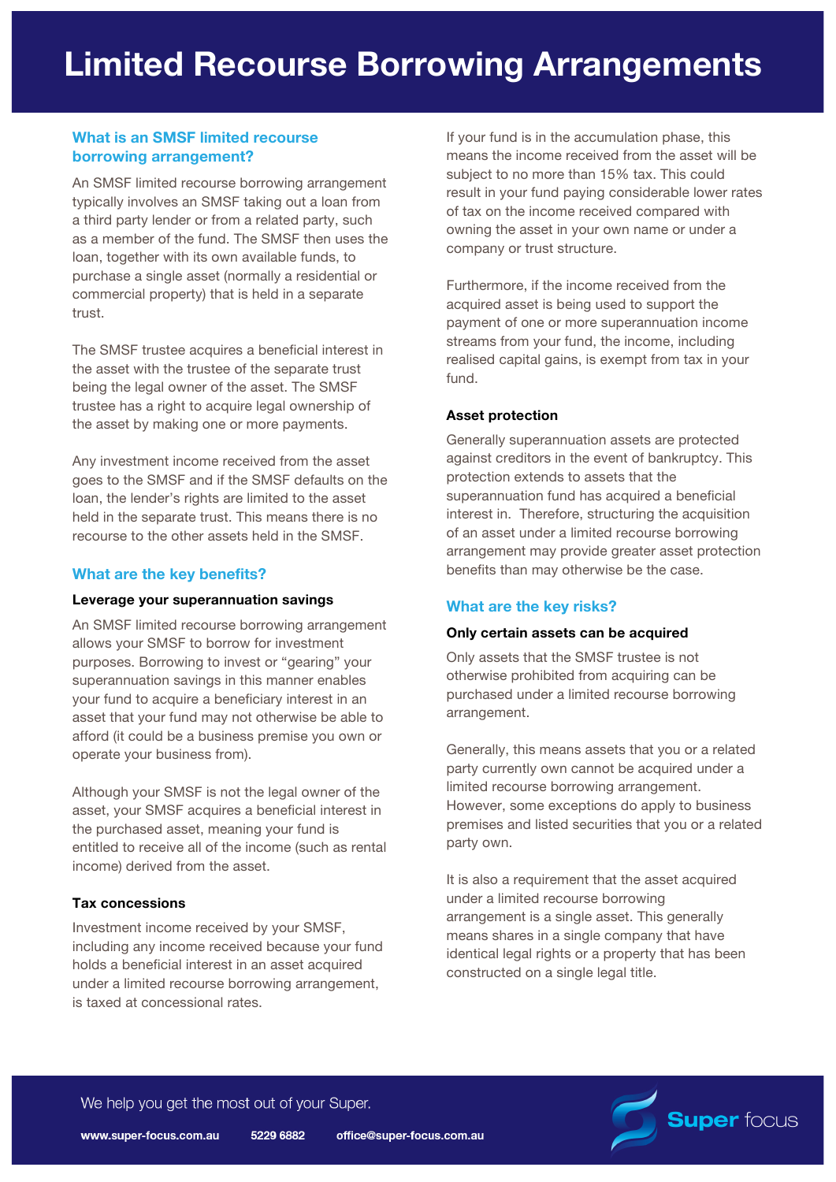# Limited Recourse Borrowing Arrangements

## What is an SMSF limited recourse borrowing arrangement?

An SMSF limited recourse borrowing arrangement typically involves an SMSF taking out a loan from a third party lender or from a related party, such as a member of the fund. The SMSF then uses the loan, together with its own available funds, to purchase a single asset (normally a residential or commercial property) that is held in a separate trust.

The SMSF trustee acquires a beneficial interest in the asset with the trustee of the separate trust being the legal owner of the asset. The SMSF trustee has a right to acquire legal ownership of the asset by making one or more payments.

Any investment income received from the asset goes to the SMSF and if the SMSF defaults on the loan, the lender's rights are limited to the asset held in the separate trust. This means there is no recourse to the other assets held in the SMSF.

## What are the key benefits?

### Leverage your superannuation savings

An SMSF limited recourse borrowing arrangement allows your SMSF to borrow for investment purposes. Borrowing to invest or "gearing" your superannuation savings in this manner enables your fund to acquire a beneficiary interest in an asset that your fund may not otherwise be able to afford (it could be a business premise you own or operate your business from).

Although your SMSF is not the legal owner of the asset, your SMSF acquires a beneficial interest in the purchased asset, meaning your fund is entitled to receive all of the income (such as rental income) derived from the asset.

### Tax concessions

Investment income received by your SMSF, including any income received because your fund holds a beneficial interest in an asset acquired under a limited recourse borrowing arrangement, is taxed at concessional rates.

If your fund is in the accumulation phase, this means the income received from the asset will be subject to no more than 15% tax. This could result in your fund paying considerable lower rates of tax on the income received compared with owning the asset in your own name or under a company or trust structure.

Furthermore, if the income received from the acquired asset is being used to support the payment of one or more superannuation income streams from your fund, the income, including realised capital gains, is exempt from tax in your fund.

### Asset protection

Generally superannuation assets are protected against creditors in the event of bankruptcy. This protection extends to assets that the superannuation fund has acquired a beneficial interest in. Therefore, structuring the acquisition of an asset under a limited recourse borrowing arrangement may provide greater asset protection benefits than may otherwise be the case.

## What are the key risks?

### Only certain assets can be acquired

Only assets that the SMSF trustee is not otherwise prohibited from acquiring can be purchased under a limited recourse borrowing arrangement.

Generally, this means assets that you or a related party currently own cannot be acquired under a limited recourse borrowing arrangement. However, some exceptions do apply to business premises and listed securities that you or a related party own.

It is also a requirement that the asset acquired under a limited recourse borrowing arrangement is a single asset. This generally means shares in a single company that have identical legal rights or a property that has been constructed on a single legal title.

We help you get the most out of your Super.

www.super-focus.com.au 5229 6882 office@super-focus.com.au

Super focus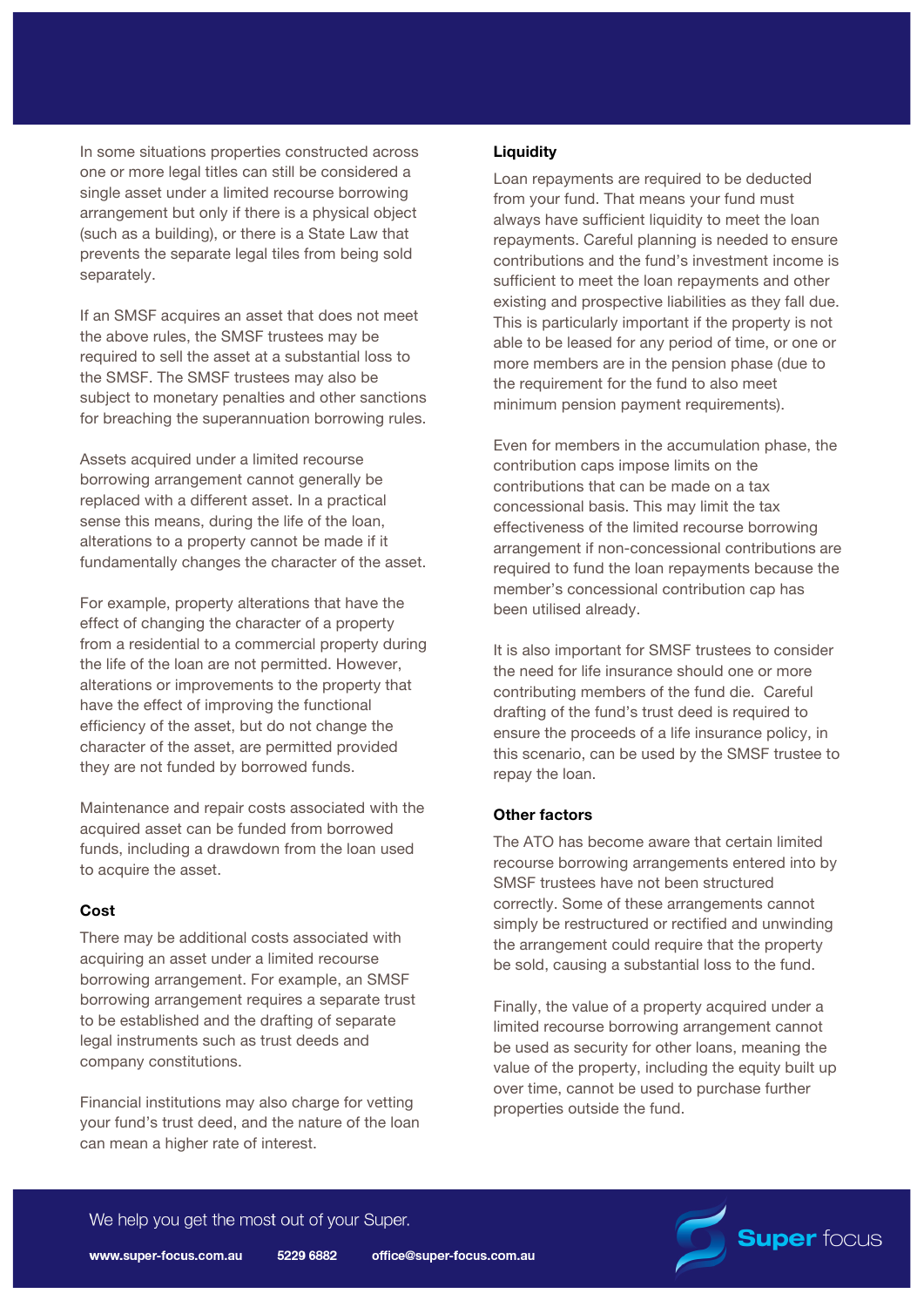In some situations properties constructed across one or more legal titles can still be considered a single asset under a limited recourse borrowing arrangement but only if there is a physical object (such as a building), or there is a State Law that prevents the separate legal tiles from being sold separately.

If an SMSF acquires an asset that does not meet the above rules, the SMSF trustees may be required to sell the asset at a substantial loss to the SMSF. The SMSF trustees may also be subject to monetary penalties and other sanctions for breaching the superannuation borrowing rules.

Assets acquired under a limited recourse borrowing arrangement cannot generally be replaced with a different asset. In a practical sense this means, during the life of the loan, alterations to a property cannot be made if it fundamentally changes the character of the asset.

For example, property alterations that have the effect of changing the character of a property from a residential to a commercial property during the life of the loan are not permitted. However, alterations or improvements to the property that have the effect of improving the functional efficiency of the asset, but do not change the character of the asset, are permitted provided they are not funded by borrowed funds.

Maintenance and repair costs associated with the acquired asset can be funded from borrowed funds, including a drawdown from the loan used to acquire the asset.

**Cost**

There may be additional costs associated with acquiring an asset under a limited recourse borrowing arrangement. For example, an SMSF borrowing arrangement requires a separate trust to be established and the drafting of separate legal instruments such as trust deeds and company constitutions.

Financial institutions may also charge for vetting your fund's trust deed, and the nature of the loan can mean a higher rate of interest.

**Liquidity**

Loan repayments are required to be deducted from your fund. That means your fund must always have sufficient liquidity to meet the loan repayments. Careful planning is needed to ensure contributions and the fund's investment income is sufficient to meet the loan repayments and other existing and prospective liabilities as they fall due. This is particularly important if the property is not able to be leased for any period of time, or one or more members are in the pension phase (due to the requirement for the fund to also meet minimum pension payment requirements).

Even for members in the accumulation phase, the contribution caps impose limits on the contributions that can be made on a tax concessional basis. This may limit the tax effectiveness of the limited recourse borrowing arrangement if non-concessional contributions are required to fund the loan repayments because the member's concessional contribution cap has been utilised already.

It is also important for SMSF trustees to consider the need for life insurance should one or more contributing members of the fund die. Careful drafting of the fund's trust deed is required to ensure the proceeds of a life insurance policy, in this scenario, can be used by the SMSF trustee to repay the loan.

**Other factors**

The ATO has become aware that certain limited recourse borrowing arrangements entered into by SMSF trustees have not been structured correctly. Some of these arrangements cannot simply be restructured or rectified and unwinding the arrangement could require that the property be sold, causing a substantial loss to the fund.

Finally, the value of a property acquired under a limited recourse borrowing arrangement cannot be used as security for other loans, meaning the value of the property, including the equity built up over time, cannot be used to purchase further properties outside the fund.

We help you get the most out of your Super.

www.super-focus.com.au 5229 6882 office@super-focus.com.au

Super focus